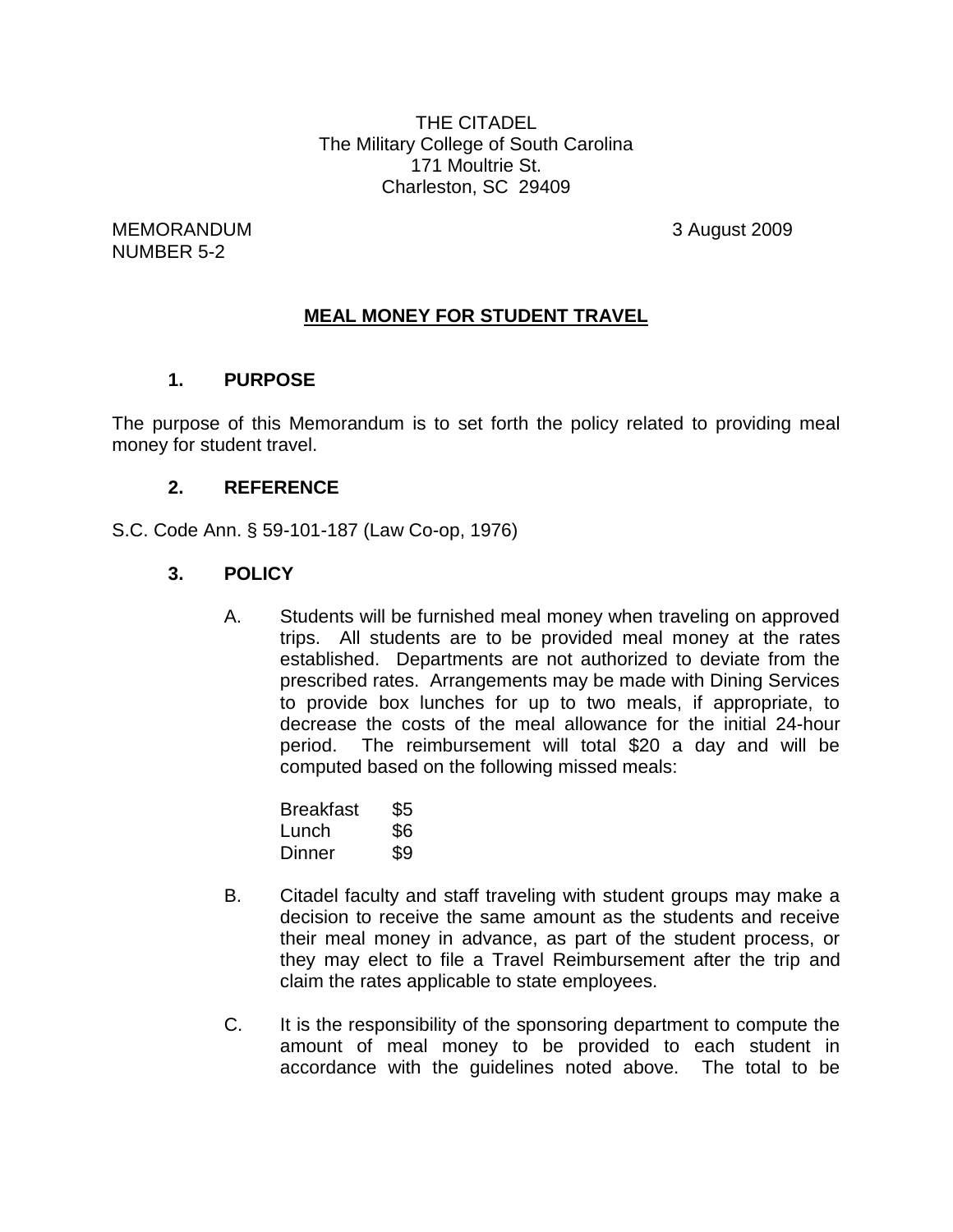THE CITADEL
The Military College of South Carolina
171 Moultrie St.
Charleston, SC 29409

MEMORANDUM
NUMBER 5-2

3 August 2009

## MEAL MONEY FOR STUDENT TRAVEL

### 1. PURPOSE

The purpose of this Memorandum is to set forth the policy related to providing meal money for student travel.

### 2. REFERENCE

S.C. Code Ann. § 59-101-187 (Law Co-op, 1976)

### 3. POLICY

A. Students will be furnished meal money when traveling on approved trips. All students are to be provided meal money at the rates established. Departments are not authorized to deviate from the prescribed rates. Arrangements may be made with Dining Services to provide box lunches for up to two meals, if appropriate, to decrease the costs of the meal allowance for the initial 24-hour period. The reimbursement will total $20 a day and will be computed based on the following missed meals:

| | |
|---|---|
| Breakfast | $5 |
| Lunch | $6 |
| Dinner | $9 |

B. Citadel faculty and staff traveling with student groups may make a decision to receive the same amount as the students and receive their meal money in advance, as part of the student process, or they may elect to file a Travel Reimbursement after the trip and claim the rates applicable to state employees.

C. It is the responsibility of the sponsoring department to compute the amount of meal money to be provided to each student in accordance with the guidelines noted above. The total to be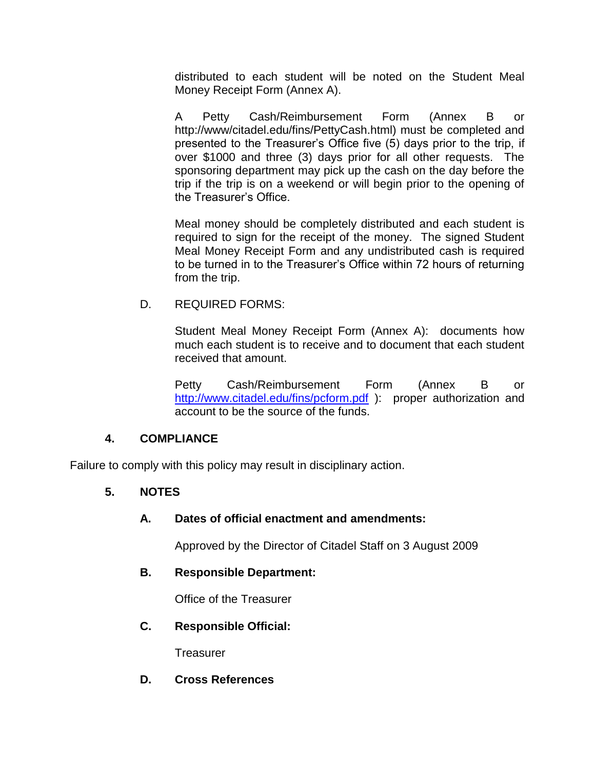distributed to each student will be noted on the Student Meal Money Receipt Form (Annex A).

A Petty Cash/Reimbursement Form (Annex B or http://www/citadel.edu/fins/PettyCash.html) must be completed and presented to the Treasurer's Office five (5) days prior to the trip, if over $1000 and three (3) days prior for all other requests. The sponsoring department may pick up the cash on the day before the trip if the trip is on a weekend or will begin prior to the opening of the Treasurer's Office.

Meal money should be completely distributed and each student is required to sign for the receipt of the money. The signed Student Meal Money Receipt Form and any undistributed cash is required to be turned in to the Treasurer's Office within 72 hours of returning from the trip.

D. REQUIRED FORMS:

Student Meal Money Receipt Form (Annex A): documents how much each student is to receive and to document that each student received that amount.

Petty Cash/Reimbursement Form (Annex B or http://www.citadel.edu/fins/pcform.pdf ): proper authorization and account to be the source of the funds.

## 4. COMPLIANCE

Failure to comply with this policy may result in disciplinary action.

## 5. NOTES

### A. Dates of official enactment and amendments:

Approved by the Director of Citadel Staff on 3 August 2009

### B. Responsible Department:

Office of the Treasurer

### C. Responsible Official:

Treasurer

### D. Cross References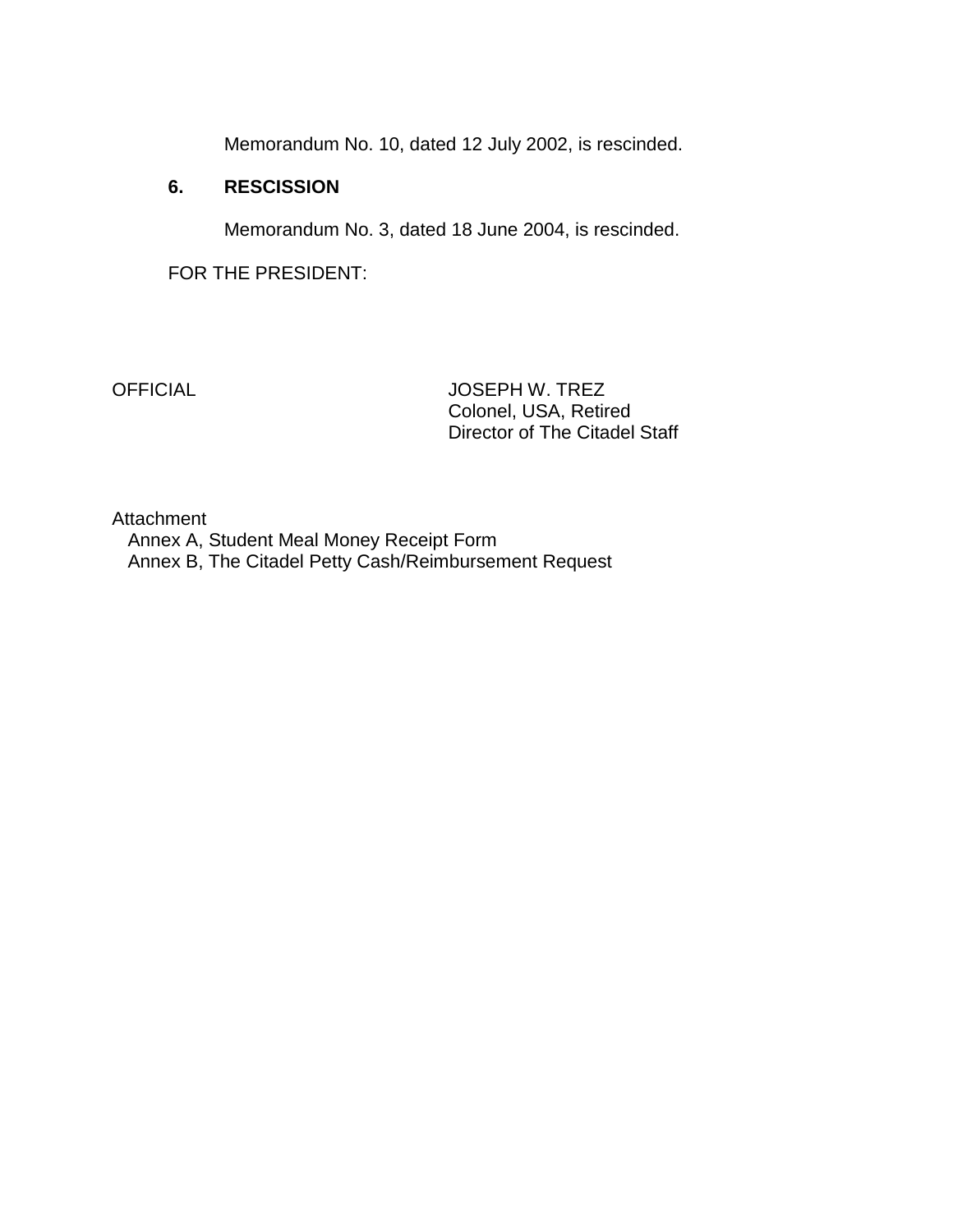Memorandum No. 10, dated 12 July 2002, is rescinded.

**6. RESCISSION**

Memorandum No. 3, dated 18 June 2004, is rescinded.

FOR THE PRESIDENT:

OFFICIAL

JOSEPH W. TREZ
Colonel, USA, Retired
Director of The Citadel Staff

Attachment
Annex A, Student Meal Money Receipt Form
Annex B, The Citadel Petty Cash/Reimbursement Request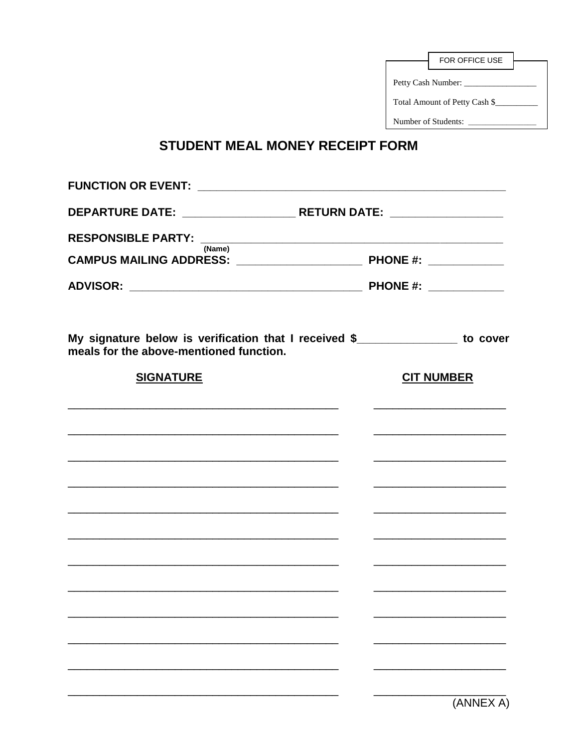FOR OFFICE USE

Petty Cash Number: _________________

Total Amount of Petty Cash $__________

Number of Students: ________________

# STUDENT MEAL MONEY RECEIPT FORM

**FUNCTION OR EVENT:** _______________________________________________________

**DEPARTURE DATE:** ___________________ **RETURN DATE:** ___________________

**RESPONSIBLE PARTY:** _________________________________________________
**(Name)**

**CAMPUS MAILING ADDRESS:** _____________________ **PHONE #:** _____________

**ADVISOR:** ________________________________________ **PHONE #:** _____________

**My signature below is verification that I received $________________ to cover meals for the above-mentioned function.**

| SIGNATURE | CIT NUMBER |
|---|---|
| ______________________________________________ | ______________________ |
| ______________________________________________ | ______________________ |
| ______________________________________________ | ______________________ |
| ______________________________________________ | ______________________ |
| ______________________________________________ | ______________________ |
| ______________________________________________ | ______________________ |
| ______________________________________________ | ______________________ |
| ______________________________________________ | ______________________ |
| ______________________________________________ | ______________________ |
| ______________________________________________ | ______________________ |
| ______________________________________________ | ______________________ |
| ______________________________________________ | ______________________ |

(ANNEX A)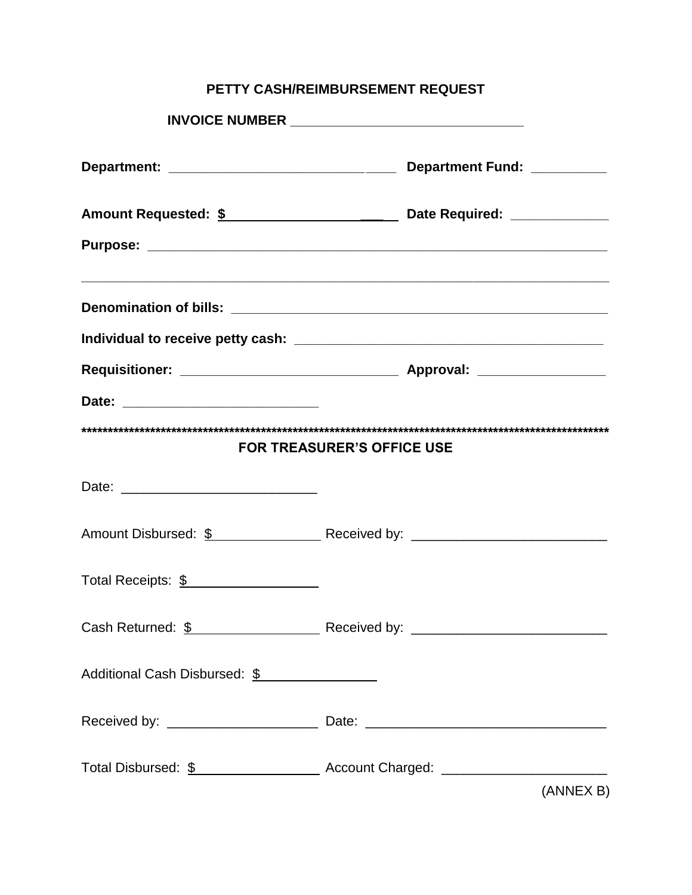# PETTY CASH/REIMBURSEMENT REQUEST

**INVOICE NUMBER** ______________________________

**Department:** ____________________________ **Department Fund:** _________

**Amount Requested: $** ______________________ **Date Required:** ____________

**Purpose:** ________________________________________________________

________________________________________________________________

**Denomination of bills:** ______________________________________________

**Individual to receive petty cash:** ______________________________________

**Requisitioner:** ____________________________ **Approval:** _______________

**Date:** __________________________

****************************************************************************************************

## FOR TREASURER'S OFFICE USE

Date: __________________________

Amount Disbursed: $______________ Received by: __________________________

Total Receipts: $________________

Cash Returned: $________________ Received by: __________________________

Additional Cash Disbursed: $_______________

Received by: ____________________ Date: ________________________________

Total Disbursed: $________________ Account Charged: _____________________

(ANNEX B)